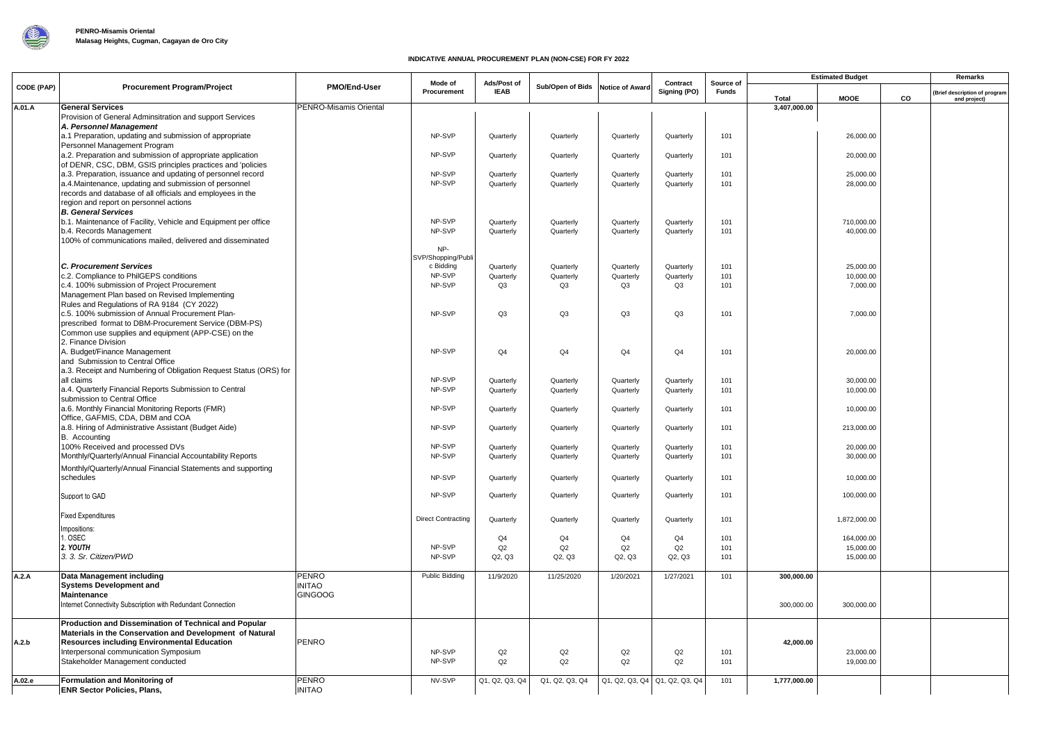**PENRO-Misamis Oriental**
**Malasag Heights, Cugman, Cagayan de Oro City**

## INDICATIVE ANNUAL PROCUREMENT PLAN (NON-CSE) FOR FY 2022

| CODE (PAP) | Procurement Program/Project | PMO/End-User | Mode of Procurement | Ads/Post of IEAB | Sub/Open of Bids | Notice of Award | Contract Signing (PO) | Source of Funds | Estimated Budget | | | Remarks |
|---|---|---|---|---|---|---|---|---|---|---|---|---|
| | | | | | | | | | Total | MOOE | CO | (Brief description of program and project) |
| A.01.A | **General Services** | PENRO-Misamis Oriental | | | | | | | 3,407,000.00 | | | |
| | Provision of General Adminsitration and support Services | | | | | | | | | | | |
| | ***A. Personnel Management*** | | | | | | | | | | | |
| | a.1 Preparation, updating and submission of appropriate Personnel Management Program | | NP-SVP | Quarterly | Quarterly | Quarterly | Quarterly | 101 | | 26,000.00 | | |
| | a.2. Preparation and submission of appropriate application of DENR, CSC, DBM, GSIS principles practices and 'policies | | NP-SVP | Quarterly | Quarterly | Quarterly | Quarterly | 101 | | 20,000.00 | | |
| | a.3. Preparation, issuance and updating of personnel record | | NP-SVP | Quarterly | Quarterly | Quarterly | Quarterly | 101 | | 25,000.00 | | |
| | a.4.Maintenance, updating and submission of personnel records and database of all officials and employees in the region and report on personnel actions | | NP-SVP | Quarterly | Quarterly | Quarterly | Quarterly | 101 | | 28,000.00 | | |
| | ***B. General Services*** | | | | | | | | | | | |
| | b.1. Maintenance of Facility, Vehicle and Equipment per office | | NP-SVP | Quarterly | Quarterly | Quarterly | Quarterly | 101 | | 710,000.00 | | |
| | b.4. Records Management | | NP-SVP | Quarterly | Quarterly | Quarterly | Quarterly | 101 | | 40,000.00 | | |
| | 100% of communications mailed, delivered and disseminated | | | | | | | | | | | |
| | ***C. Procurement Services*** | | NP-SVP/Shopping/Public Bidding | Quarterly | Quarterly | Quarterly | Quarterly | 101 | | 25,000.00 | | |
| | c.2. Compliance to PhilGEPS conditions | | NP-SVP | Quarterly | Quarterly | Quarterly | Quarterly | 101 | | 10,000.00 | | |
| | c.4. 100% submission of Project Procurement Management Plan based on Revised Implementing Rules and Regulations of RA 9184 (CY 2022) | | NP-SVP | Q3 | Q3 | Q3 | Q3 | 101 | | 7,000.00 | | |
| | c.5. 100% submission of Annual Procurement Plan-prescribed format to DBM-Procurement Service (DBM-PS) Common use supplies and equipment (APP-CSE) on the | | NP-SVP | Q3 | Q3 | Q3 | Q3 | 101 | | 7,000.00 | | |
| | 2. Finance Division | | | | | | | | | | | |
| | A. Budget/Finance Management and Submission to Central Office | | NP-SVP | Q4 | Q4 | Q4 | Q4 | 101 | | 20,000.00 | | |
| | a.3. Receipt and Numbering of Obligation Request Status (ORS) for all claims | | NP-SVP | Quarterly | Quarterly | Quarterly | Quarterly | 101 | | 30,000.00 | | |
| | a.4. Quarterly Financial Reports Submission to Central submission to Central Office | | NP-SVP | Quarterly | Quarterly | Quarterly | Quarterly | 101 | | 10,000.00 | | |
| | a.6. Monthly Financial Monitoring Reports (FMR) Office, GAFMIS, CDA, DBM and COA | | NP-SVP | Quarterly | Quarterly | Quarterly | Quarterly | 101 | | 10,000.00 | | |
| | a.8. Hiring of Administrative Assistant (Budget Aide) | | NP-SVP | Quarterly | Quarterly | Quarterly | Quarterly | 101 | | 213,000.00 | | |
| | B. Accounting | | | | | | | | | | | |
| | 100% Received and processed DVs | | NP-SVP | Quarterly | Quarterly | Quarterly | Quarterly | 101 | | 20,000.00 | | |
| | Monthly/Quarterly/Annual Financial Accountability Reports | | NP-SVP | Quarterly | Quarterly | Quarterly | Quarterly | 101 | | 30,000.00 | | |
| | Monthly/Quarterly/Annual Financial Statements and supporting schedules | | NP-SVP | Quarterly | Quarterly | Quarterly | Quarterly | 101 | | 10,000.00 | | |
| | Support to GAD | | NP-SVP | Quarterly | Quarterly | Quarterly | Quarterly | 101 | | 100,000.00 | | |
| | Fixed Expenditures | | Direct Contracting | Quarterly | Quarterly | Quarterly | Quarterly | 101 | | 1,872,000.00 | | |
| | Impositions: | | | | | | | | | | | |
| | 1. OSEC | | | Q4 | Q4 | Q4 | Q4 | 101 | | 164,000.00 | | |
| | ***2. YOUTH*** | | NP-SVP | Q2 | Q2 | Q2 | Q2 | 101 | | 15,000.00 | | |
| | *3. 3. Sr. Citizen/PWD* | | NP-SVP | Q2, Q3 | Q2, Q3 | Q2, Q3 | Q2, Q3 | 101 | | 15,000.00 | | |
| A.2.A | **Data Management including Systems Development and Maintenance** | PENRO INITAO GINGOOG | Public Bidding | 11/9/2020 | 11/25/2020 | 1/20/2021 | 1/27/2021 | 101 | 300,000.00 | | | |
| | Internet Connectivity Subscription with Redundant Connection | | | | | | | | 300,000.00 | 300,000.00 | | |
| A.2.b | **Production and Dissemination of Technical and Popular Materials in the Conservation and Development of Natural Resources including Environmental Education** | PENRO | | | | | | | 42,000.00 | | | |
| | Interpersonal communication Symposium | | NP-SVP | Q2 | Q2 | Q2 | Q2 | 101 | | 23,000.00 | | |
| | Stakeholder Management conducted | | NP-SVP | Q2 | Q2 | Q2 | Q2 | 101 | | 19,000.00 | | |
| A.02.e | **Formulation and Monitoring of ENR Sector Policies, Plans,** | PENRO INITAO | NV-SVP | Q1, Q2, Q3, Q4 | Q1, Q2, Q3, Q4 | Q1, Q2, Q3, Q4 | Q1, Q2, Q3, Q4 | 101 | 1,777,000.00 | | | |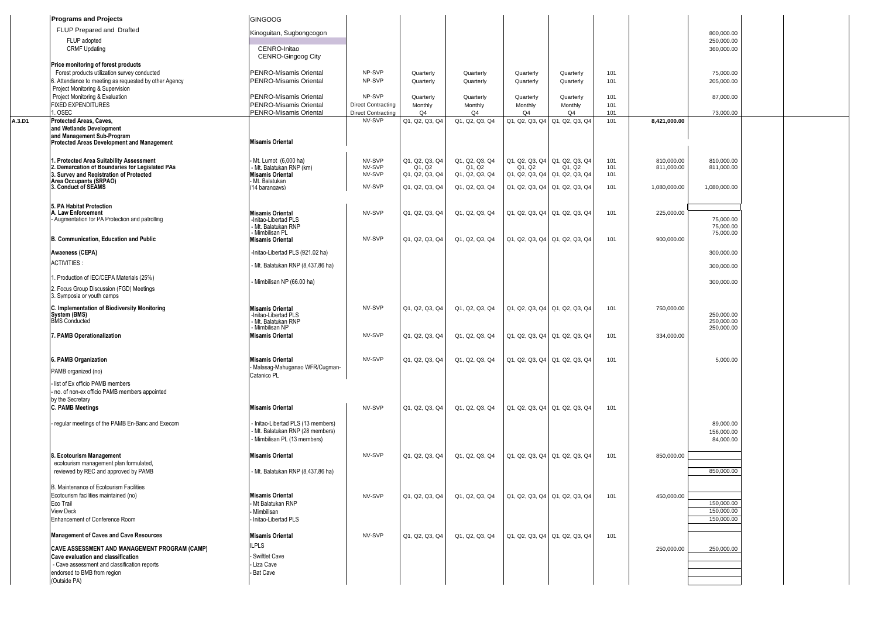| | Programs and Projects | GINGOOG | | | | | | | | | |
|---|---|---|---|---|---|---|---|---|---|---|---|
| | FLUP Prepared and Drafted | Kinoguitan, Sugbongcogon | | | | | | | | 800,000.00 | |
| | FLUP adopted | | | | | | | | | 250,000.00 | |
| | CRMF Updating | CENRO-Initao | | | | | | | | 360,000.00 | |
| | | CENRO-Gingoog City | | | | | | | | | |
| | **Price monitoring of forest products** | | | | | | | | | | |
| | Forest products utilization survey conducted | PENRO-Misamis Oriental | NP-SVP | Quarterly | Quarterly | Quarterly | Quarterly | 101 | | 75,000.00 | |
| | 6. Attendance to meeting as requested by other Agency | PENRO-Misamis Oriental | NP-SVP | Quarterly | Quarterly | Quarterly | Quarterly | 101 | | 205,000.00 | |
| | Project Monitoring & Supervision | | | | | | | | | | |
| | Project Monitoring & Evaluation | PENRO-Misamis Oriental | NP-SVP | Quarterly | Quarterly | Quarterly | Quarterly | 101 | | 87,000.00 | |
| | FIXED EXPENDITURES | PENRO-Misamis Oriental | Direct Contracting | Monthly | Monthly | Monthly | Monthly | 101 | | | |
| | 1. OSEC | PENRO-Misamis Oriental | Direct Contracting | Q4 | Q4 | Q4 | Q4 | 101 | | 73,000.00 | |
| **A.3.D1** | **Protected Areas, Caves, and Wetlands Development and Management Sub-Program** | | NV-SVP | Q1, Q2, Q3, Q4 | Q1, Q2, Q3, Q4 | Q1, Q2, Q3, Q4 | Q1, Q2, Q3, Q4 | 101 | 8,421,000.00 | | |
| | **Protected Areas Development and Management** | **Misamis Oriental** | | | | | | | | | |
| | **1. Protected Area Suitability Assessment** | - Mt. Lumot (6,000 ha) | NV-SVP | Q1, Q2, Q3, Q4 | Q1, Q2, Q3, Q4 | Q1, Q2, Q3, Q4 | Q1, Q2, Q3, Q4 | 101 | 810,000.00 | 810,000.00 | |
| | **2. Demarcation of Boundaries for Legislated PAs** | - Mt. Balatukan RNP (km) | NV-SVP | Q1, Q2 | Q1, Q2 | Q1, Q2 | Q1, Q2 | 101 | 811,000.00 | 811,000.00 | |
| | **3. Survey and Registration of Protected Area Occupants (SRPAO)** | **Misamis Oriental** - Mt. Balatukan | NV-SVP | Q1, Q2, Q3, Q4 | Q1, Q2, Q3, Q4 | Q1, Q2, Q3, Q4 | Q1, Q2, Q3, Q4 | 101 | | | |
| | **3. Conduct of SEAMS** | (14 barangays) | NV-SVP | Q1, Q2, Q3, Q4 | Q1, Q2, Q3, Q4 | Q1, Q2, Q3, Q4 | Q1, Q2, Q3, Q4 | 101 | 1,080,000.00 | 1,080,000.00 | |
| | **5. PA Habitat Protection** | | | | | | | | | | |
| | **A. Law Enforcement** | **Misamis Oriental** | NV-SVP | Q1, Q2, Q3, Q4 | Q1, Q2, Q3, Q4 | Q1, Q2, Q3, Q4 | Q1, Q2, Q3, Q4 | 101 | 225,000.00 | | |
| | - Augmentation for PA Protection and patrolling | -Initao-Libertad PLS | | | | | | | | 75,000.00 | |
| | | - Mt. Balatukan RNP | | | | | | | | 75,000.00 | |
| | | - Mimbilisan PL | | | | | | | | 75,000.00 | |
| | **B. Communication, Education and Public** | **Misamis Oriental** | NV-SVP | Q1, Q2, Q3, Q4 | Q1, Q2, Q3, Q4 | Q1, Q2, Q3, Q4 | Q1, Q2, Q3, Q4 | 101 | 900,000.00 | | |
| | **Awaeness (CEPA)** | -Initao-Libertad PLS (921.02 ha) | | | | | | | | 300,000.00 | |
| | ACTIVITIES : | - Mt. Balatukan RNP (8,437.86 ha) | | | | | | | | 300,000.00 | |
| | 1. Production of IEC/CEPA Materials (25%) | - Mimbilisan NP (66.00 ha) | | | | | | | | 300,000.00 | |
| | 2. Focus Group Discussion (FGD) Meetings | | | | | | | | | | |
| | 3. Symposia or youth camps | | | | | | | | | | |
| | **C. Implementation of Biodiversity Monitoring System (BMS)** | **Misamis Oriental** | NV-SVP | Q1, Q2, Q3, Q4 | Q1, Q2, Q3, Q4 | Q1, Q2, Q3, Q4 | Q1, Q2, Q3, Q4 | 101 | 750,000.00 | | |
| | BMS Conducted | -Initao-Libertad PLS | | | | | | | | 250,000.00 | |
| | | - Mt. Balatukan RNP | | | | | | | | 250,000.00 | |
| | | - Mimbilisan NP | | | | | | | | 250,000.00 | |
| | **7. PAMB Operationalization** | **Misamis Oriental** | NV-SVP | Q1, Q2, Q3, Q4 | Q1, Q2, Q3, Q4 | Q1, Q2, Q3, Q4 | Q1, Q2, Q3, Q4 | 101 | 334,000.00 | | |
| | **6. PAMB Organization** | **Misamis Oriental** | NV-SVP | Q1, Q2, Q3, Q4 | Q1, Q2, Q3, Q4 | Q1, Q2, Q3, Q4 | Q1, Q2, Q3, Q4 | 101 | | 5,000.00 | |
| | PAMB organized (no) | - Malasag-Mahuganao WFR/Cugman-Catanico PL | | | | | | | | | |
| | - list of Ex officio PAMB members | | | | | | | | | | |
| | - no. of non-ex officio PAMB members appointed by the Secretary | | | | | | | | | | |
| | **C. PAMB Meetings** | **Misamis Oriental** | NV-SVP | Q1, Q2, Q3, Q4 | Q1, Q2, Q3, Q4 | Q1, Q2, Q3, Q4 | Q1, Q2, Q3, Q4 | 101 | | | |
| | - regular meetings of the PAMB En-Banc and Execom | - Initao-Libertad PLS (13 members) | | | | | | | | 89,000.00 | |
| | | - Mt. Balatukan RNP (28 members) | | | | | | | | 156,000.00 | |
| | | - Mimbilisan PL (13 members) | | | | | | | | 84,000.00 | |
| | **8. Ecotourism Management** | **Misamis Oriental** | NV-SVP | Q1, Q2, Q3, Q4 | Q1, Q2, Q3, Q4 | Q1, Q2, Q3, Q4 | Q1, Q2, Q3, Q4 | 101 | 850,000.00 | | |
| | ecotourism management plan formulated, reviewed by REC and approved by PAMB | - Mt. Balatukan RNP (8,437.86 ha) | | | | | | | | 850,000.00 | |
| | B. Maintenance of Ecotourism Facilities | | | | | | | | | | |
| | Ecotourism facilities maintained (no) | **Misamis Oriental** | NV-SVP | Q1, Q2, Q3, Q4 | Q1, Q2, Q3, Q4 | Q1, Q2, Q3, Q4 | Q1, Q2, Q3, Q4 | 101 | 450,000.00 | | |
| | Eco Trail | - Mt Balatukan RNP | | | | | | | | 150,000.00 | |
| | View Deck | - Mimbilisan | | | | | | | | 150,000.00 | |
| | Enhancement of Conference Room | - Initao-Libertad PLS | | | | | | | | 150,000.00 | |
| | **Management of Caves and Cave Resources** | **Misamis Oriental** | NV-SVP | Q1, Q2, Q3, Q4 | Q1, Q2, Q3, Q4 | Q1, Q2, Q3, Q4 | Q1, Q2, Q3, Q4 | 101 | | | |
| | **CAVE ASSESSMENT AND MANAGEMENT PROGRAM (CAMP)** | ILPLS | | | | | | | 250,000.00 | 250,000.00 | |
| | **Cave evaluation and classification** | - Swiftlet Cave | | | | | | | | | |
| | - Cave assessment and classification reports endorsed to BMB from region | - Liza Cave | | | | | | | | | |
| | (Outside PA) | - Bat Cave | | | | | | | | | |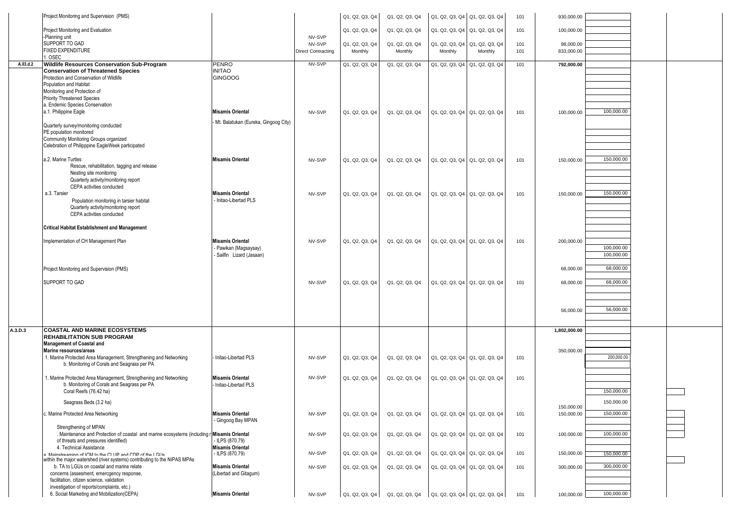| Code | Program/Activity | Location | Mode | | | | | Fund | Amount | Breakdown | | |
|---|---|---|---|---|---|---|---|---|---|---|---|---|
| | Project Monitoring and Supervision (PMS) | | | Q1, Q2, Q3, Q4 | Q1, Q2, Q3, Q4 | Q1, Q2, Q3, Q4 | Q1, Q2, Q3, Q4 | 101 | 930,000.00 | | | |
| | Project Monitoring and Evaluation | | | Q1, Q2, Q3, Q4 | Q1, Q2, Q3, Q4 | Q1, Q2, Q3, Q4 | Q1, Q2, Q3, Q4 | 101 | 100,000.00 | | | |
| | -Planning unit | | NV-SVP | | | | | | | | | |
| | SUPPORT TO GAD | | NV-SVP | Q1, Q2, Q3, Q4 | Q1, Q2, Q3, Q4 | Q1, Q2, Q3, Q4 | Q1, Q2, Q3, Q4 | 101 | 98,000.00 | | | |
| | FIXED EXPENDITURE | | Direct Contracting | Monthly | Monthly | Monthly | Monthly | 101 | 833,000.00 | | | |
| | 1. OSEC | | | | | | | | | | | |
| A.03.d.2 | **Wildlife Resources Conservation Sub-Program** | PENRO | NV-SVP | Q1, Q2, Q3, Q4 | Q1, Q2, Q3, Q4 | Q1, Q2, Q3, Q4 | Q1, Q2, Q3, Q4 | 101 | **792,000.00** | | | |
| | **Conservation of Threatened Species** | INITAO | | | | | | | | | | |
| | Protection and Conservation of Wildlife | GINGOOG | | | | | | | | | | |
| | Population and Habitat | | | | | | | | | | | |
| | Monitoring and Protection of | | | | | | | | | | | |
| | Priority Threatened Species | | | | | | | | | | | |
| | a. Endemic Species Conservation | | | | | | | | | | | |
| | a.1. Philippine Eagle | **Misamis Oriental** | NV-SVP | Q1, Q2, Q3, Q4 | Q1, Q2, Q3, Q4 | Q1, Q2, Q3, Q4 | Q1, Q2, Q3, Q4 | 101 | 100,000.00 | 100,000.00 | | |
| | | - Mt. Balatukan (Eureka, Gingoog City) | | | | | | | | | | |
| | Quarterly survey/monitoring conducted | | | | | | | | | | | |
| | PE population monitored | | | | | | | | | | | |
| | Community Monitoring Groups organized | | | | | | | | | | | |
| | Celebration of Philipppine EagleWeek participated | | | | | | | | | | | |
| | a.2. Marine Turtles | **Misamis Oriental** | NV-SVP | Q1, Q2, Q3, Q4 | Q1, Q2, Q3, Q4 | Q1, Q2, Q3, Q4 | Q1, Q2, Q3, Q4 | 101 | 150,000.00 | 150,000.00 | | |
| | Rescue, rehabilitation, tagging and release | | | | | | | | | | | |
| | Nesting site monitoring | | | | | | | | | | | |
| | Quarterly activity/monitoring report | | | | | | | | | | | |
| | CEPA activities conducted | | | | | | | | | | | |
| | a.3. Tarsier | **Misamis Oriental** | NV-SVP | Q1, Q2, Q3, Q4 | Q1, Q2, Q3, Q4 | Q1, Q2, Q3, Q4 | Q1, Q2, Q3, Q4 | 101 | 150,000.00 | 150,000.00 | | |
| | Population monitoring in tarsier habitat | - Initao-Libertad PLS | | | | | | | | | | |
| | Quarterly activity/monitoring report | | | | | | | | | | | |
| | CEPA activities conducted | | | | | | | | | | | |
| | **Critical Habitat Establishment and Management** | | | | | | | | | | | |
| | Implementation of CH Management Plan | **Misamis Oriental** | NV-SVP | Q1, Q2, Q3, Q4 | Q1, Q2, Q3, Q4 | Q1, Q2, Q3, Q4 | Q1, Q2, Q3, Q4 | 101 | 200,000.00 | | | |
| | | - Pawikan (Magsaysay) | | | | | | | | 100,000.00 | | |
| | | - Sailfin Lizard (Jasaan) | | | | | | | | 100,000.00 | | |
| | Project Monitoring and Supervision (PMS) | | | | | | | | 68,000.00 | 68,000.00 | | |
| | SUPPORT TO GAD | | NV-SVP | Q1, Q2, Q3, Q4 | Q1, Q2, Q3, Q4 | Q1, Q2, Q3, Q4 | Q1, Q2, Q3, Q4 | 101 | 68,000.00 | 68,000.00 | | |
| | | | | | | | | | 56,000.00 | 56,000.00 | | |
| A.3.D.3 | **COASTAL AND MARINE ECOSYSTEMS REHABILITATION SUB PROGRAM** | | | | | | | | **1,802,000.00** | | | |
| | **Management of Coastal and Marine resources/areas** | | | | | | | | 350,000.00 | | | |
| | 1. Marine Protected Area Management, Strengthening and Networking | - Initao-Libertad PLS | NV-SVP | Q1, Q2, Q3, Q4 | Q1, Q2, Q3, Q4 | Q1, Q2, Q3, Q4 | Q1, Q2, Q3, Q4 | 101 | | 200,000.00 | | |
| | b. Monitoring of Corals and Seagrass per PA | | | | | | | | | | | |
| | 1. Marine Protected Area Management, Strengthening and Networking | **Misamis Oriental** | NV-SVP | Q1, Q2, Q3, Q4 | Q1, Q2, Q3, Q4 | Q1, Q2, Q3, Q4 | Q1, Q2, Q3, Q4 | 101 | | | | |
| | b. Monitoring of Corals and Seagrass per PA | - Initao-Libertad PLS | | | | | | | | | | |
| | Coral Reefs (76.42 ha) | | | | | | | | | 150,000.00 | | |
| | Seagrass Beds (3.2 ha) | | | | | | | | 150,000.00 | 150,000.00 | | |
| | c. Marine Protected Area Networking | **Misamis Oriental** | NV-SVP | Q1, Q2, Q3, Q4 | Q1, Q2, Q3, Q4 | Q1, Q2, Q3, Q4 | Q1, Q2, Q3, Q4 | 101 | 150,000.00 | 150,000.00 | | |
| | | - Gingoog Bay MPAN | | | | | | | | | | |
| | Strengthening of MPAN | | | | | | | | | | | |
| | . Maintenance and Protection of coastal and marine ecosystems (including r of threats and pressures identified) | **Misamis Oriental** - ILPS (870.79) | NV-SVP | Q1, Q2, Q3, Q4 | Q1, Q2, Q3, Q4 | Q1, Q2, Q3, Q4 | Q1, Q2, Q3, Q4 | 101 | 100,000.00 | 100,000.00 | | |
| | 4. Technical Assistance | **Misamis Oriental** | | | | | | | | | | |
| | a. Mainstreaming of ICM to the CLUP and CDP of the LGUs within the major watershed (river systems) contributing to the NIPAS MPAs | - ILPS (870.79) | NV-SVP | Q1, Q2, Q3, Q4 | Q1, Q2, Q3, Q4 | Q1, Q2, Q3, Q4 | Q1, Q2, Q3, Q4 | 101 | 150,000.00 | 150,000.00 | | |
| | b. TA to LGUs on coastal and marine relate concerns (assesment, emercgency response, facilitation, citizen science, validation investigation of reports/complaints, etc.) | **Misamis Oriental** (Libertad and Gitagum) | NV-SVP | Q1, Q2, Q3, Q4 | Q1, Q2, Q3, Q4 | Q1, Q2, Q3, Q4 | Q1, Q2, Q3, Q4 | 101 | 300,000.00 | 300,000.00 | | |
| | 6. Social Marketing and Mobilization(CEPA) | **Misamis Oriental** | NV-SVP | Q1, Q2, Q3, Q4 | Q1, Q2, Q3, Q4 | Q1, Q2, Q3, Q4 | Q1, Q2, Q3, Q4 | 101 | 100,000.00 | 100,000.00 | | |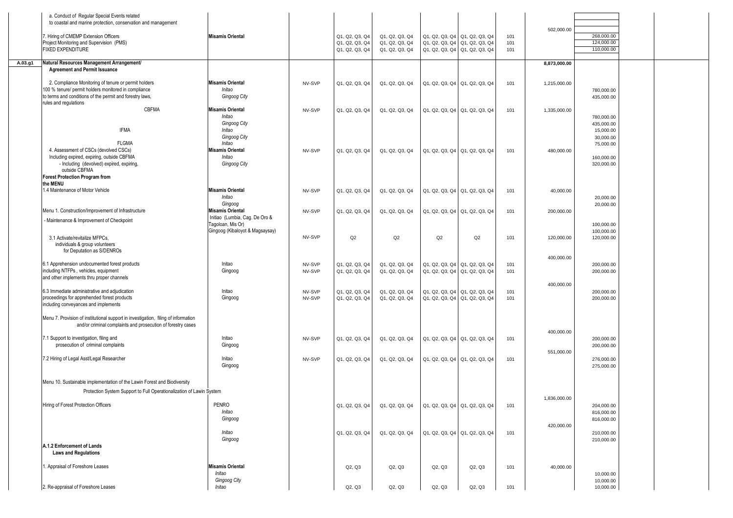| | | | | | | | | | | | | |
|---|---|---|---|---|---|---|---|---|---|---|---|---|
| | a. Conduct of Regular Special Events related to coastal and marine protection, conservation and management | | | | | | | | | | | |
| | 7. Hiring of CMEMP Extension Officers | Misamis Oriental | | Q1, Q2, Q3, Q4 | Q1, Q2, Q3, Q4 | Q1, Q2, Q3, Q4 | Q1, Q2, Q3, Q4 | 101 | 502,000.00 | 268,000.00 | | |
| | Project Monitoring and Supervision (PMS) | | | Q1, Q2, Q3, Q4 | Q1, Q2, Q3, Q4 | Q1, Q2, Q3, Q4 | Q1, Q2, Q3, Q4 | 101 | | 124,000.00 | | |
| | FIXED EXPENDITURE | | | Q1, Q2, Q3, Q4 | Q1, Q2, Q3, Q4 | Q1, Q2, Q3, Q4 | Q1, Q2, Q3, Q4 | 101 | | 110,000.00 | | |
| **A.03.g1** | **Natural Resources Management Arrangement/ Agreement and Permit Issuance** | | | | | | | | **8,873,000.00** | | | |
| | 2. Compliance Monitoring of tenure or permit holders | **Misamis Oriental** | NV-SVP | Q1, Q2, Q3, Q4 | Q1, Q2, Q3, Q4 | Q1, Q2, Q3, Q4 | Q1, Q2, Q3, Q4 | 101 | 1,215,000.00 | | | |
| | 100 % tenure/ permit holders monitored in compliance | *Initao* | | | | | | | | 780,000.00 | | |
| | to terms and conditions of the permit and forestry laws, rules and regulations | *Gingoog City* | | | | | | | | 435,000.00 | | |
| | CBFMA | **Misamis Oriental** | NV-SVP | Q1, Q2, Q3, Q4 | Q1, Q2, Q3, Q4 | Q1, Q2, Q3, Q4 | Q1, Q2, Q3, Q4 | 101 | 1,335,000.00 | | | |
| | | *Initao* | | | | | | | | 780,000.00 | | |
| | | *Gingoog City* | | | | | | | | 435,000.00 | | |
| | IFMA | *Initao* | | | | | | | | 15,000.00 | | |
| | | *Gingoog City* | | | | | | | | 30,000.00 | | |
| | FLGMA | *Initao* | | | | | | | | 75,000.00 | | |
| | 4. Assessment of CSCs (devolved CSCs) | **Misamis Oriental** | NV-SVP | Q1, Q2, Q3, Q4 | Q1, Q2, Q3, Q4 | Q1, Q2, Q3, Q4 | Q1, Q2, Q3, Q4 | 101 | 480,000.00 | | | |
| | Including expired, expiring, outside CBFMA | *Initao* | | | | | | | | 160,000.00 | | |
| | - Including (devolved) expired, expiring, outside CBFMA | *Gingoog City* | | | | | | | | 320,000.00 | | |
| | **Forest Protection Program from the MENU** | | | | | | | | | | | |
| | 1.4 Maintenance of Motor Vehicle | **Misamis Oriental** | NV-SVP | Q1, Q2, Q3, Q4 | Q1, Q2, Q3, Q4 | Q1, Q2, Q3, Q4 | Q1, Q2, Q3, Q4 | 101 | 40,000.00 | | | |
| | | *Initao* | | | | | | | | 20,000.00 | | |
| | | *Gingoog* | | | | | | | | 20,000.00 | | |
| | Menu 1. Construction/Improvement of Infrastructure | **Misamis Oriental** | NV-SVP | Q1, Q2, Q3, Q4 | Q1, Q2, Q3, Q4 | Q1, Q2, Q3, Q4 | Q1, Q2, Q3, Q4 | 101 | 200,000.00 | | | |
| | - Maintenance & Improvement of Checkpoint | Initiao (Lumbia, Cag. De Oro & Tagoloan, Mis Or) | | | | | | | | 100,000.00 | | |
| | | Gingoog (Kibaloyot & Magsaysay) | | | | | | | | 100,000.00 | | |
| | 3.1 Activate/revitalize MFPCs, individuals & group volunteers for Deputation as S/DENROs | | NV-SVP | Q2 | Q2 | Q2 | Q2 | 101 | 120,000.00 | 120,000.00 | | |
| | | | | | | | | | 400,000.00 | | | |
| | 6.1 Apprehension undocumented forest products | Initao | NV-SVP | Q1, Q2, Q3, Q4 | Q1, Q2, Q3, Q4 | Q1, Q2, Q3, Q4 | Q1, Q2, Q3, Q4 | 101 | | 200,000.00 | | |
| | including NTFPs , vehicles, equipment and other implements thru proper channels | Gingoog | NV-SVP | Q1, Q2, Q3, Q4 | Q1, Q2, Q3, Q4 | Q1, Q2, Q3, Q4 | Q1, Q2, Q3, Q4 | 101 | | 200,000.00 | | |
| | | | | | | | | | 400,000.00 | | | |
| | 6.3 Immediate administrative and adjudication | Initao | NV-SVP | Q1, Q2, Q3, Q4 | Q1, Q2, Q3, Q4 | Q1, Q2, Q3, Q4 | Q1, Q2, Q3, Q4 | 101 | | 200,000.00 | | |
| | proceedings for apprehended forest products including conveyances and implements | Gingoog | NV-SVP | Q1, Q2, Q3, Q4 | Q1, Q2, Q3, Q4 | Q1, Q2, Q3, Q4 | Q1, Q2, Q3, Q4 | 101 | | 200,000.00 | | |
| | Menu 7. Provision of institutional support in investigation, filing of information and/or criminal complaints and prosecution of forestry cases | | | | | | | | | | | |
| | | | | | | | | | 400,000.00 | | | |
| | 7.1 Support to investigation, filing and prosecution of criminal complaints | Initao | NV-SVP | Q1, Q2, Q3, Q4 | Q1, Q2, Q3, Q4 | Q1, Q2, Q3, Q4 | Q1, Q2, Q3, Q4 | 101 | | 200,000.00 | | |
| | | Gingoog | | | | | | | | 200,000.00 | | |
| | | | | | | | | | 551,000.00 | | | |
| | 7.2 Hiring of Legal Asst/Legal Researcher | Initao | NV-SVP | Q1, Q2, Q3, Q4 | Q1, Q2, Q3, Q4 | Q1, Q2, Q3, Q4 | Q1, Q2, Q3, Q4 | 101 | | 276,000.00 | | |
| | | Gingoog | | | | | | | | 275,000.00 | | |
| | Menu 10. Sustainable implementation of the Lawin Forest and Biodiversity Protection System Support to Full Operationalization of Lawin System | | | | | | | | | | | |
| | | | | | | | | | 1,836,000.00 | | | |
| | Hiring of Forest Protection Officers | PENRO | | Q1, Q2, Q3, Q4 | Q1, Q2, Q3, Q4 | Q1, Q2, Q3, Q4 | Q1, Q2, Q3, Q4 | 101 | | 204,000.00 | | |
| | | *Initao* | | | | | | | | 816,000.00 | | |
| | | *Gingoog* | | | | | | | | 816,000.00 | | |
| | | | | | | | | | 420,000.00 | | | |
| | | *Initao* | | Q1, Q2, Q3, Q4 | Q1, Q2, Q3, Q4 | Q1, Q2, Q3, Q4 | Q1, Q2, Q3, Q4 | 101 | | 210,000.00 | | |
| | | *Gingoog* | | | | | | | | 210,000.00 | | |
| | **A.1.2 Enforcement of Lands Laws and Regulations** | | | | | | | | | | | |
| | 1. Appraisal of Foreshore Leases | **Misamis Oriental** | | Q2, Q3 | Q2, Q3 | Q2, Q3 | Q2, Q3 | 101 | 40,000.00 | | | |
| | | *Initao* | | | | | | | | 10,000.00 | | |
| | | *Gingoog City* | | | | | | | | 10,000.00 | | |
| | 2. Re-appraisal of Foreshore Leases | *Initao* | | Q2, Q3 | Q2, Q3 | Q2, Q3 | Q2, Q3 | 101 | | 10,000.00 | | |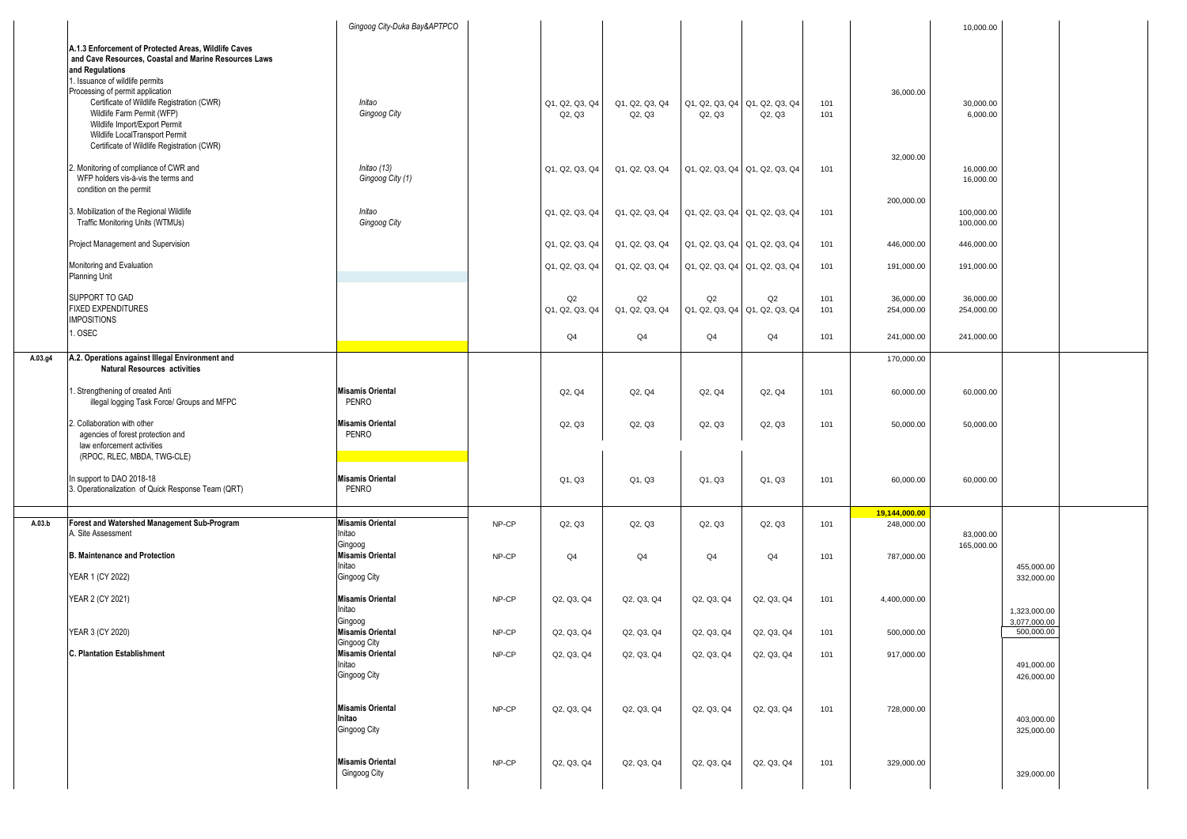| | | | | | | | | | | | | |
|---|---|---|---|---|---|---|---|---|---|---|---|---|
| | | *Gingoog City-Duka Bay&APTPCO* | | | | | | | | 10,000.00 | | |
| | **A.1.3 Enforcement of Protected Areas, Wildlife Caves and Cave Resources, Coastal and Marine Resources Laws and Regulations** | | | | | | | | | | | |
| | 1. Issuance of wildlife permits<br>Processing of permit application | | | | | | | | 36,000.00 | | | |
| | Certificate of Wildlife Registration (CWR)<br>Wildlife Farm Permit (WFP)<br>Wildlife Import/Export Permit<br>Wildlife LocalTransport Permit<br>Certificate of Wildlife Registration (CWR) | *Initao*<br>*Gingoog City* | | Q1, Q2, Q3, Q4<br>Q2, Q3 | Q1, Q2, Q3, Q4<br>Q2, Q3 | Q1, Q2, Q3, Q4<br>Q2, Q3 | Q1, Q2, Q3, Q4<br>Q2, Q3 | 101<br>101 | | 30,000.00<br>6,000.00 | | |
| | 2. Monitoring of compliance of CWR and WFP holders vis-à-vis the terms and condition on the permit | *Initao (13)*<br>*Gingoog City (1)* | | Q1, Q2, Q3, Q4 | Q1, Q2, Q3, Q4 | Q1, Q2, Q3, Q4 | Q1, Q2, Q3, Q4 | 101 | 32,000.00 | 16,000.00<br>16,000.00 | | |
| | 3. Mobilization of the Regional Wildlife Traffic Monitoring Units (WTMUs) | *Initao*<br>*Gingoog City* | | Q1, Q2, Q3, Q4 | Q1, Q2, Q3, Q4 | Q1, Q2, Q3, Q4 | Q1, Q2, Q3, Q4 | 101 | 200,000.00 | 100,000.00<br>100,000.00 | | |
| | Project Management and Supervision | | | Q1, Q2, Q3, Q4 | Q1, Q2, Q3, Q4 | Q1, Q2, Q3, Q4 | Q1, Q2, Q3, Q4 | 101 | 446,000.00 | 446,000.00 | | |
| | Monitoring and Evaluation<br>Planning Unit | | | Q1, Q2, Q3, Q4 | Q1, Q2, Q3, Q4 | Q1, Q2, Q3, Q4 | Q1, Q2, Q3, Q4 | 101 | 191,000.00 | 191,000.00 | | |
| | SUPPORT TO GAD | | | Q2 | Q2 | Q2 | Q2 | 101 | 36,000.00 | 36,000.00 | | |
| | FIXED EXPENDITURES<br>IMPOSITIONS | | | Q1, Q2, Q3, Q4 | Q1, Q2, Q3, Q4 | Q1, Q2, Q3, Q4 | Q1, Q2, Q3, Q4 | 101 | 254,000.00 | 254,000.00 | | |
| | 1. OSEC | | | Q4 | Q4 | Q4 | Q4 | 101 | 241,000.00 | 241,000.00 | | |
| A.03.g4 | **A.2. Operations against Illegal Environment and Natural Resources activities** | | | | | | | | 170,000.00 | | | |
| | 1. Strengthening of created Anti illegal logging Task Force/ Groups and MFPC | **Misamis Oriental**<br>PENRO | | Q2, Q4 | Q2, Q4 | Q2, Q4 | Q2, Q4 | 101 | 60,000.00 | 60,000.00 | | |
| | 2. Collaboration with other agencies of forest protection and law enforcement activities (RPOC, RLEC, MBDA, TWG-CLE) | **Misamis Oriental**<br>PENRO | | Q2, Q3 | Q2, Q3 | Q2, Q3 | Q2, Q3 | 101 | 50,000.00 | 50,000.00 | | |
| | In support to DAO 2018-18<br>3. Operationalization of Quick Response Team (QRT) | **Misamis Oriental**<br>PENRO | | Q1, Q3 | Q1, Q3 | Q1, Q3 | Q1, Q3 | 101 | 60,000.00 | 60,000.00 | | |
| | | | | | | | | | **19,144,000.00** | | | |
| A.03.b | **Forest and Watershed Management Sub-Program**<br>A. Site Assessment | **Misamis Oriental**<br>Initao<br>Gingoog | NP-CP | Q2, Q3 | Q2, Q3 | Q2, Q3 | Q2, Q3 | 101 | 248,000.00 | 83,000.00<br>165,000.00 | | |
| | **B. Maintenance and Protection**<br>YEAR 1 (CY 2022) | **Misamis Oriental**<br>Initao<br>Gingoog City | NP-CP | Q4 | Q4 | Q4 | Q4 | 101 | 787,000.00 | | 455,000.00<br>332,000.00 | |
| | YEAR 2 (CY 2021) | **Misamis Oriental**<br>Initao<br>Gingoog | NP-CP | Q2, Q3, Q4 | Q2, Q3, Q4 | Q2, Q3, Q4 | Q2, Q3, Q4 | 101 | 4,400,000.00 | | 1,323,000.00<br>3,077,000.00 | |
| | YEAR 3 (CY 2020) | **Misamis Oriental**<br>Gingoog City | NP-CP | Q2, Q3, Q4 | Q2, Q3, Q4 | Q2, Q3, Q4 | Q2, Q3, Q4 | 101 | 500,000.00 | | 500,000.00 | |
| | **C. Plantation Establishment** | **Misamis Oriental**<br>Initao<br>Gingoog City | NP-CP | Q2, Q3, Q4 | Q2, Q3, Q4 | Q2, Q3, Q4 | Q2, Q3, Q4 | 101 | 917,000.00 | | 491,000.00<br>426,000.00 | |
| | | **Misamis Oriental**<br>**Initao**<br>Gingoog City | NP-CP | Q2, Q3, Q4 | Q2, Q3, Q4 | Q2, Q3, Q4 | Q2, Q3, Q4 | 101 | 728,000.00 | | 403,000.00<br>325,000.00 | |
| | | **Misamis Oriental**<br>Gingoog City | NP-CP | Q2, Q3, Q4 | Q2, Q3, Q4 | Q2, Q3, Q4 | Q2, Q3, Q4 | 101 | 329,000.00 | | 329,000.00 | |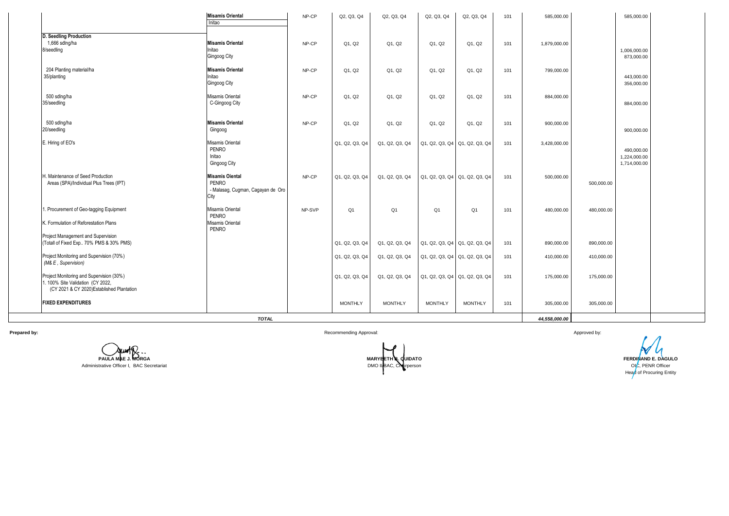| | | | | | | | | | | | |
|---|---|---|---|---|---|---|---|---|---|---|---|
| | **Misamis Oriental** Initao | NP-CP | Q2, Q3, Q4 | Q2, Q3, Q4 | Q2, Q3, Q4 | Q2, Q3, Q4 | 101 | 585,000.00 | | 585,000.00 | |
| **D. Seedling Production** 1,666 sdlng/ha 8/seedling | **Misamis Oriental** Initao Gingoog City | NP-CP | Q1, Q2 | Q1, Q2 | Q1, Q2 | Q1, Q2 | 101 | 1,879,000.00 | | 1,006,000.00 873,000.00 | |
| 204 Planting material/ha 35/planting | **Misamis Oriental** Initao Gingoog City | NP-CP | Q1, Q2 | Q1, Q2 | Q1, Q2 | Q1, Q2 | 101 | 799,000.00 | | 443,000.00 356,000.00 | |
| 500 sdlng/ha 35/seedling | Misamis Oriental C-Gingoog City | NP-CP | Q1, Q2 | Q1, Q2 | Q1, Q2 | Q1, Q2 | 101 | 884,000.00 | | 884,000.00 | |
| 500 sdlng/ha 20/seedling | **Misamis Oriental** Gingoog | NP-CP | Q1, Q2 | Q1, Q2 | Q1, Q2 | Q1, Q2 | 101 | 900,000.00 | | 900,000.00 | |
| E. Hiring of EO's | Misamis Oriental PENRO Initao Gingoog City | | Q1, Q2, Q3, Q4 | Q1, Q2, Q3, Q4 | Q1, Q2, Q3, Q4 | Q1, Q2, Q3, Q4 | 101 | 3,428,000.00 | | 490,000.00 1,224,000.00 1,714,000.00 | |
| H. Maintenance of Seed Production Areas (SPA)/Individual Plus Trees (IPT) | **Misamis Oiental** PENRO - Malasag, Cugman, Cagayan de Oro City | NP-CP | Q1, Q2, Q3, Q4 | Q1, Q2, Q3, Q4 | Q1, Q2, Q3, Q4 | Q1, Q2, Q3, Q4 | 101 | 500,000.00 | 500,000.00 | | |
| 1. Procurement of Geo-tagging Equipment | Misamis Oriental PENRO | NP-SVP | Q1 | Q1 | Q1 | Q1 | 101 | 480,000.00 | 480,000.00 | | |
| K. Formulation of Reforestation Plans | Misamis Oriental PENRO | | | | | | | | | | |
| Project Management and Supervision (Totall of Fixed Exp.. 70% PMS & 30% PMS) | | | Q1, Q2, Q3, Q4 | Q1, Q2, Q3, Q4 | Q1, Q2, Q3, Q4 | Q1, Q2, Q3, Q4 | 101 | 890,000.00 | 890,000.00 | | |
| Project Monitoring and Supervision (70%) *(M& E , Supervision)* | | | Q1, Q2, Q3, Q4 | Q1, Q2, Q3, Q4 | Q1, Q2, Q3, Q4 | Q1, Q2, Q3, Q4 | 101 | 410,000.00 | 410,000.00 | | |
| Project Monitoring and Supervision (30%) 1. 100% Site Validation (CY 2022, (CY 2021 & CY 2020)Established Plantation | | | Q1, Q2, Q3, Q4 | Q1, Q2, Q3, Q4 | Q1, Q2, Q3, Q4 | Q1, Q2, Q3, Q4 | 101 | 175,000.00 | 175,000.00 | | |
| **FIXED EXPENDITURES** | | | MONTHLY | MONTHLY | MONTHLY | MONTHLY | 101 | 305,000.00 | 305,000.00 | | |
| | ***TOTAL*** | | | | | | | ***44,558,000.00*** | | | |

**Prepared by:**

**PAULA MAE J. MORGA**
Administrative Officer I, BAC Secretariat

Recommending Approval:

**MARYBETH B. QUIDATO**
DMO II, BAC, Chairperson

Approved by:

**FERDINAND E. DAGULO**
OIC, PENR Officer
Head of Procuring Entity